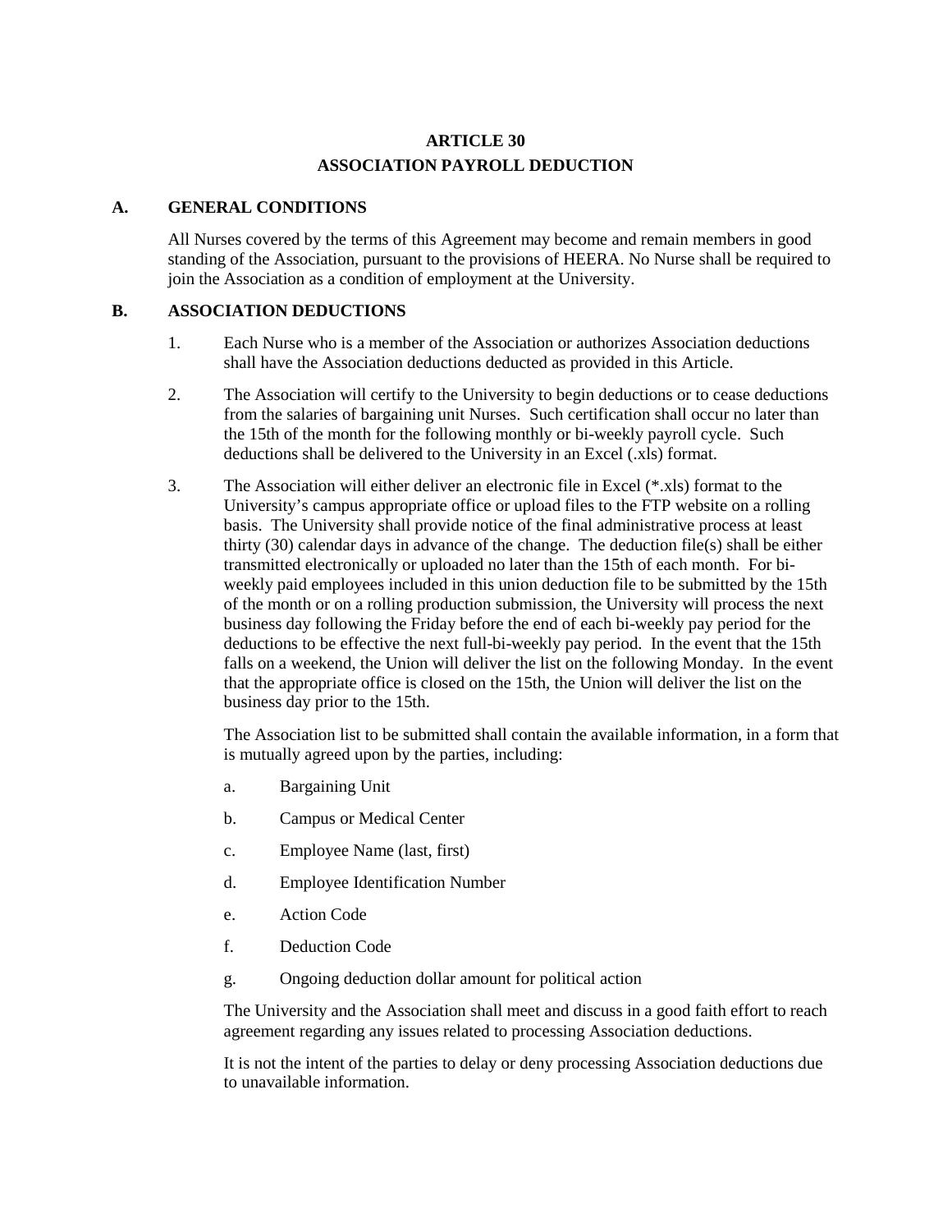# ARTICLE 30
# ASSOCIATION PAYROLL DEDUCTION

## A. GENERAL CONDITIONS

All Nurses covered by the terms of this Agreement may become and remain members in good standing of the Association, pursuant to the provisions of HEERA. No Nurse shall be required to join the Association as a condition of employment at the University.

## B. ASSOCIATION DEDUCTIONS

1. Each Nurse who is a member of the Association or authorizes Association deductions shall have the Association deductions deducted as provided in this Article.

2. The Association will certify to the University to begin deductions or to cease deductions from the salaries of bargaining unit Nurses. Such certification shall occur no later than the 15th of the month for the following monthly or bi-weekly payroll cycle. Such deductions shall be delivered to the University in an Excel (.xls) format.

3. The Association will either deliver an electronic file in Excel (*.xls) format to the University's campus appropriate office or upload files to the FTP website on a rolling basis. The University shall provide notice of the final administrative process at least thirty (30) calendar days in advance of the change. The deduction file(s) shall be either transmitted electronically or uploaded no later than the 15th of each month. For bi-weekly paid employees included in this union deduction file to be submitted by the 15th of the month or on a rolling production submission, the University will process the next business day following the Friday before the end of each bi-weekly pay period for the deductions to be effective the next full-bi-weekly pay period. In the event that the 15th falls on a weekend, the Union will deliver the list on the following Monday. In the event that the appropriate office is closed on the 15th, the Union will deliver the list on the business day prior to the 15th.

   The Association list to be submitted shall contain the available information, in a form that is mutually agreed upon by the parties, including:

   a. Bargaining Unit
   b. Campus or Medical Center
   c. Employee Name (last, first)
   d. Employee Identification Number
   e. Action Code
   f. Deduction Code
   g. Ongoing deduction dollar amount for political action

   The University and the Association shall meet and discuss in a good faith effort to reach agreement regarding any issues related to processing Association deductions.

   It is not the intent of the parties to delay or deny processing Association deductions due to unavailable information.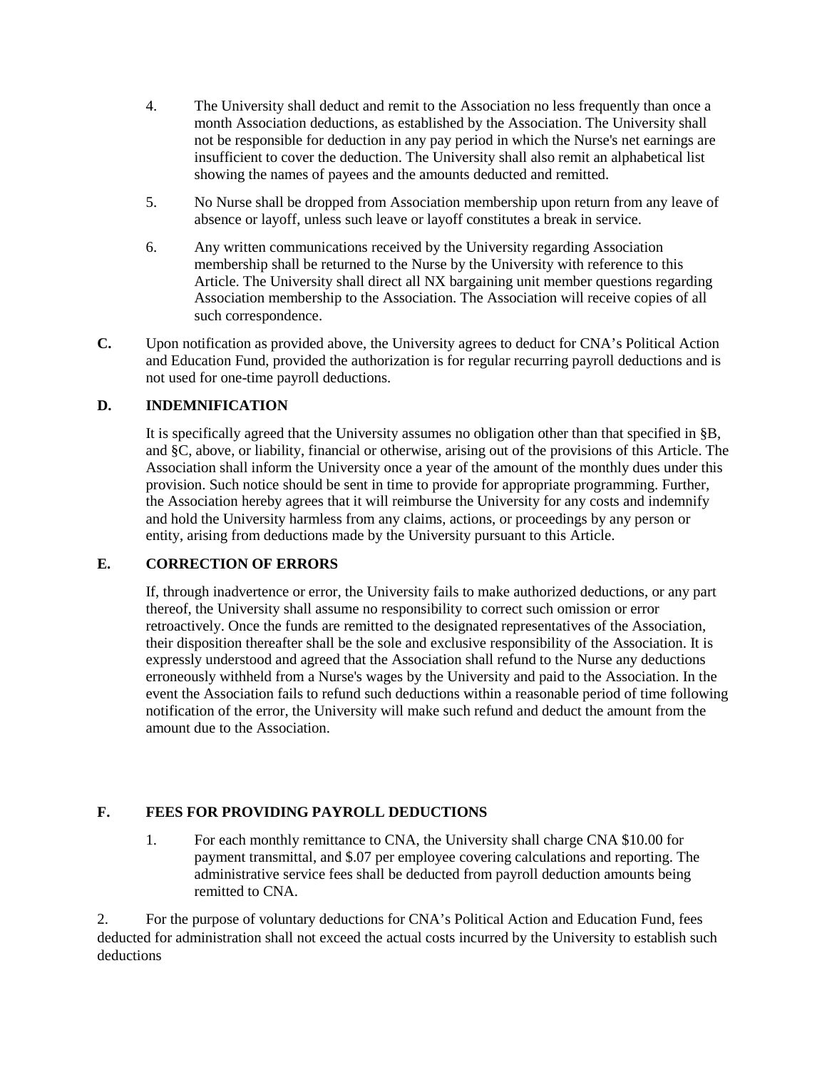4. The University shall deduct and remit to the Association no less frequently than once a month Association deductions, as established by the Association. The University shall not be responsible for deduction in any pay period in which the Nurse's net earnings are insufficient to cover the deduction. The University shall also remit an alphabetical list showing the names of payees and the amounts deducted and remitted.

5. No Nurse shall be dropped from Association membership upon return from any leave of absence or layoff, unless such leave or layoff constitutes a break in service.

6. Any written communications received by the University regarding Association membership shall be returned to the Nurse by the University with reference to this Article. The University shall direct all NX bargaining unit member questions regarding Association membership to the Association. The Association will receive copies of all such correspondence.

**C.** Upon notification as provided above, the University agrees to deduct for CNA's Political Action and Education Fund, provided the authorization is for regular recurring payroll deductions and is not used for one-time payroll deductions.

**D. INDEMNIFICATION**

It is specifically agreed that the University assumes no obligation other than that specified in §B, and §C, above, or liability, financial or otherwise, arising out of the provisions of this Article. The Association shall inform the University once a year of the amount of the monthly dues under this provision. Such notice should be sent in time to provide for appropriate programming. Further, the Association hereby agrees that it will reimburse the University for any costs and indemnify and hold the University harmless from any claims, actions, or proceedings by any person or entity, arising from deductions made by the University pursuant to this Article.

**E. CORRECTION OF ERRORS**

If, through inadvertence or error, the University fails to make authorized deductions, or any part thereof, the University shall assume no responsibility to correct such omission or error retroactively. Once the funds are remitted to the designated representatives of the Association, their disposition thereafter shall be the sole and exclusive responsibility of the Association. It is expressly understood and agreed that the Association shall refund to the Nurse any deductions erroneously withheld from a Nurse's wages by the University and paid to the Association. In the event the Association fails to refund such deductions within a reasonable period of time following notification of the error, the University will make such refund and deduct the amount from the amount due to the Association.

**F. FEES FOR PROVIDING PAYROLL DEDUCTIONS**

1. For each monthly remittance to CNA, the University shall charge CNA $10.00 for payment transmittal, and $.07 per employee covering calculations and reporting. The administrative service fees shall be deducted from payroll deduction amounts being remitted to CNA.

2. For the purpose of voluntary deductions for CNA's Political Action and Education Fund, fees deducted for administration shall not exceed the actual costs incurred by the University to establish such deductions